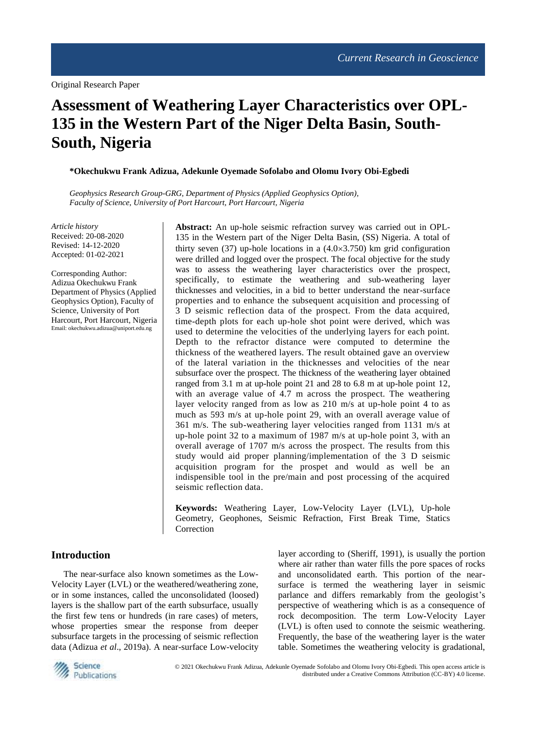Original Research Paper

# Assessment of Weathering Layer Characteristics over OPL-135 in the Western Part of the Niger Delta Basin, South-South, Nigeria

**\*Okechukwu Frank Adizua, Adekunle Oyemade Sofolabo and Olomu Ivory Obi-Egbedi**

*Geophysics Research Group-GRG, Department of Physics (Applied Geophysics Option), Faculty of Science, University of Port Harcourt, Port Harcourt, Nigeria*

*Article history*
Received: 20-08-2020
Revised: 14-12-2020
Accepted: 01-02-2021

Corresponding Author:
Adizua Okechukwu Frank
Department of Physics (Applied Geophysics Option), Faculty of Science, University of Port Harcourt, Port Harcourt, Nigeria
Email: okechukwu.adizua@uniport.edu.ng

**Abstract:** An up-hole seismic refraction survey was carried out in OPL-135 in the Western part of the Niger Delta Basin, (SS) Nigeria. A total of thirty seven (37) up-hole locations in a (4.0×3.750) km grid configuration were drilled and logged over the prospect. The focal objective for the study was to assess the weathering layer characteristics over the prospect, specifically, to estimate the weathering and sub-weathering layer thicknesses and velocities, in a bid to better understand the near-surface properties and to enhance the subsequent acquisition and processing of 3 D seismic reflection data of the prospect. From the data acquired, time-depth plots for each up-hole shot point were derived, which was used to determine the velocities of the underlying layers for each point. Depth to the refractor distance were computed to determine the thickness of the weathered layers. The result obtained gave an overview of the lateral variation in the thicknesses and velocities of the near subsurface over the prospect. The thickness of the weathering layer obtained ranged from 3.1 m at up-hole point 21 and 28 to 6.8 m at up-hole point 12, with an average value of 4.7 m across the prospect. The weathering layer velocity ranged from as low as 210 m/s at up-hole point 4 to as much as 593 m/s at up-hole point 29, with an overall average value of 361 m/s. The sub-weathering layer velocities ranged from 1131 m/s at up-hole point 32 to a maximum of 1987 m/s at up-hole point 3, with an overall average of 1707 m/s across the prospect. The results from this study would aid proper planning/implementation of the 3 D seismic acquisition program for the prospet and would as well be an indispensible tool in the pre/main and post processing of the acquired seismic reflection data.

**Keywords:** Weathering Layer, Low-Velocity Layer (LVL), Up-hole Geometry, Geophones, Seismic Refraction, First Break Time, Statics Correction

## Introduction

The near-surface also known sometimes as the Low-Velocity Layer (LVL) or the weathered/weathering zone, or in some instances, called the unconsolidated (loosed) layers is the shallow part of the earth subsurface, usually the first few tens or hundreds (in rare cases) of meters, whose properties smear the response from deeper subsurface targets in the processing of seismic reflection data (Adizua *et al*., 2019a). A near-surface Low-velocity layer according to (Sheriff, 1991), is usually the portion where air rather than water fills the pore spaces of rocks and unconsolidated earth. This portion of the near-surface is termed the weathering layer in seismic parlance and differs remarkably from the geologist's perspective of weathering which is as a consequence of rock decomposition. The term Low-Velocity Layer (LVL) is often used to connote the seismic weathering. Frequently, the base of the weathering layer is the water table. Sometimes the weathering velocity is gradational,

© 2021 Okechukwu Frank Adizua, Adekunle Oyemade Sofolabo and Olomu Ivory Obi-Egbedi. This open access article is distributed under a Creative Commons Attribution (CC-BY) 4.0 license.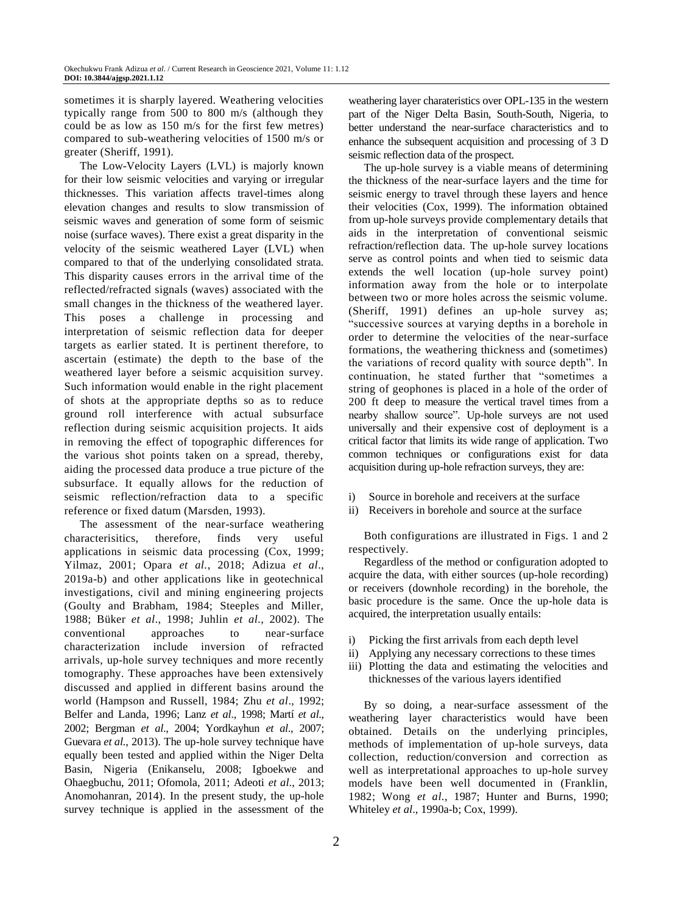sometimes it is sharply layered. Weathering velocities typically range from 500 to 800 m/s (although they could be as low as 150 m/s for the first few metres) compared to sub-weathering velocities of 1500 m/s or greater (Sheriff, 1991).

The Low-Velocity Layers (LVL) is majorly known for their low seismic velocities and varying or irregular thicknesses. This variation affects travel-times along elevation changes and results to slow transmission of seismic waves and generation of some form of seismic noise (surface waves). There exist a great disparity in the velocity of the seismic weathered Layer (LVL) when compared to that of the underlying consolidated strata. This disparity causes errors in the arrival time of the reflected/refracted signals (waves) associated with the small changes in the thickness of the weathered layer. This poses a challenge in processing and interpretation of seismic reflection data for deeper targets as earlier stated. It is pertinent therefore, to ascertain (estimate) the depth to the base of the weathered layer before a seismic acquisition survey. Such information would enable in the right placement of shots at the appropriate depths so as to reduce ground roll interference with actual subsurface reflection during seismic acquisition projects. It aids in removing the effect of topographic differences for the various shot points taken on a spread, thereby, aiding the processed data produce a true picture of the subsurface. It equally allows for the reduction of seismic reflection/refraction data to a specific reference or fixed datum (Marsden, 1993).

The assessment of the near-surface weathering characterisitics, therefore, finds very useful applications in seismic data processing (Cox, 1999; Yilmaz, 2001; Opara *et al*., 2018; Adizua *et al*., 2019a-b) and other applications like in geotechnical investigations, civil and mining engineering projects (Goulty and Brabham, 1984; Steeples and Miller, 1988; Büker *et al*., 1998; Juhlin *et al*., 2002). The conventional approaches to near-surface characterization include inversion of refracted arrivals, up-hole survey techniques and more recently tomography. These approaches have been extensively discussed and applied in different basins around the world (Hampson and Russell, 1984; Zhu *et al*., 1992; Belfer and Landa, 1996; Lanz *et al*., 1998; Martí *et al*., 2002; Bergman *et al*., 2004; Yordkayhun *et al*., 2007; Guevara *et al*., 2013). The up-hole survey technique have equally been tested and applied within the Niger Delta Basin, Nigeria (Enikanselu, 2008; Igboekwe and Ohaegbuchu, 2011; Ofomola, 2011; Adeoti *et al*., 2013; Anomohanran, 2014). In the present study, the up-hole survey technique is applied in the assessment of the weathering layer charateristics over OPL-135 in the western part of the Niger Delta Basin, South-South, Nigeria, to better understand the near-surface characteristics and to enhance the subsequent acquisition and processing of 3 D seismic reflection data of the prospect.

The up-hole survey is a viable means of determining the thickness of the near-surface layers and the time for seismic energy to travel through these layers and hence their velocities (Cox, 1999). The information obtained from up-hole surveys provide complementary details that aids in the interpretation of conventional seismic refraction/reflection data. The up-hole survey locations serve as control points and when tied to seismic data extends the well location (up-hole survey point) information away from the hole or to interpolate between two or more holes across the seismic volume. (Sheriff, 1991) defines an up-hole survey as; "successive sources at varying depths in a borehole in order to determine the velocities of the near-surface formations, the weathering thickness and (sometimes) the variations of record quality with source depth". In continuation, he stated further that "sometimes a string of geophones is placed in a hole of the order of 200 ft deep to measure the vertical travel times from a nearby shallow source". Up-hole surveys are not used universally and their expensive cost of deployment is a critical factor that limits its wide range of application. Two common techniques or configurations exist for data acquisition during up-hole refraction surveys, they are:

i) Source in borehole and receivers at the surface
ii) Receivers in borehole and source at the surface

Both configurations are illustrated in Figs. 1 and 2 respectively.

Regardless of the method or configuration adopted to acquire the data, with either sources (up-hole recording) or receivers (downhole recording) in the borehole, the basic procedure is the same. Once the up-hole data is acquired, the interpretation usually entails:

i) Picking the first arrivals from each depth level
ii) Applying any necessary corrections to these times
iii) Plotting the data and estimating the velocities and thicknesses of the various layers identified

By so doing, a near-surface assessment of the weathering layer characteristics would have been obtained. Details on the underlying principles, methods of implementation of up-hole surveys, data collection, reduction/conversion and correction as well as interpretational approaches to up-hole survey models have been well documented in (Franklin, 1982; Wong *et al*., 1987; Hunter and Burns, 1990; Whiteley *et al*., 1990a-b; Cox, 1999).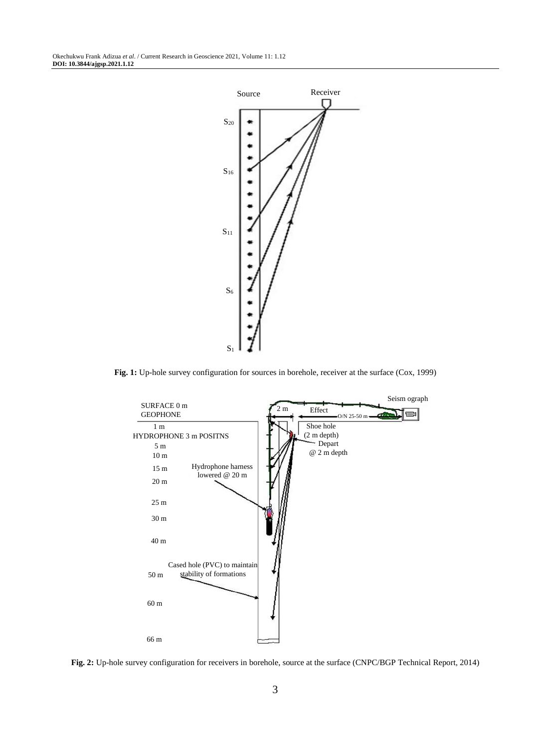**Fig. 1:** Up-hole survey configuration for sources in borehole, receiver at the surface (Cox, 1999)

**Fig. 2:** Up-hole survey configuration for receivers in borehole, source at the surface (CNPC/BGP Technical Report, 2014)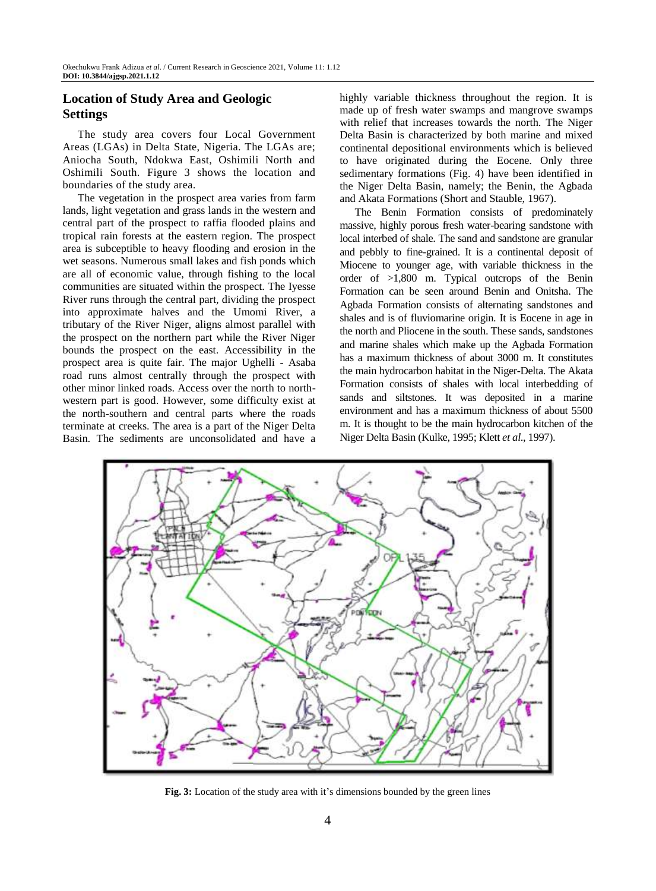## Location of Study Area and Geologic Settings

The study area covers four Local Government Areas (LGAs) in Delta State, Nigeria. The LGAs are; Aniocha South, Ndokwa East, Oshimili North and Oshimili South. Figure 3 shows the location and boundaries of the study area.

The vegetation in the prospect area varies from farm lands, light vegetation and grass lands in the western and central part of the prospect to raffia flooded plains and tropical rain forests at the eastern region. The prospect area is subceptible to heavy flooding and erosion in the wet seasons. Numerous small lakes and fish ponds which are all of economic value, through fishing to the local communities are situated within the prospect. The Iyesse River runs through the central part, dividing the prospect into approximate halves and the Umomi River, a tributary of the River Niger, aligns almost parallel with the prospect on the northern part while the River Niger bounds the prospect on the east. Accessibility in the prospect area is quite fair. The major Ughelli - Asaba road runs almost centrally through the prospect with other minor linked roads. Access over the north to north-western part is good. However, some difficulty exist at the north-southern and central parts where the roads terminate at creeks. The area is a part of the Niger Delta Basin. The sediments are unconsolidated and have a highly variable thickness throughout the region. It is made up of fresh water swamps and mangrove swamps with relief that increases towards the north. The Niger Delta Basin is characterized by both marine and mixed continental depositional environments which is believed to have originated during the Eocene. Only three sedimentary formations (Fig. 4) have been identified in the Niger Delta Basin, namely; the Benin, the Agbada and Akata Formations (Short and Stauble, 1967).

The Benin Formation consists of predominately massive, highly porous fresh water-bearing sandstone with local interbed of shale. The sand and sandstone are granular and pebbly to fine-grained. It is a continental deposit of Miocene to younger age, with variable thickness in the order of >1,800 m. Typical outcrops of the Benin Formation can be seen around Benin and Onitsha. The Agbada Formation consists of alternating sandstones and shales and is of fluviomarine origin. It is Eocene in age in the north and Pliocene in the south. These sands, sandstones and marine shales which make up the Agbada Formation has a maximum thickness of about 3000 m. It constitutes the main hydrocarbon habitat in the Niger-Delta. The Akata Formation consists of shales with local interbedding of sands and siltstones. It was deposited in a marine environment and has a maximum thickness of about 5500 m. It is thought to be the main hydrocarbon kitchen of the Niger Delta Basin (Kulke, 1995; Klett *et al*., 1997).

**Fig. 3:** Location of the study area with it's dimensions bounded by the green lines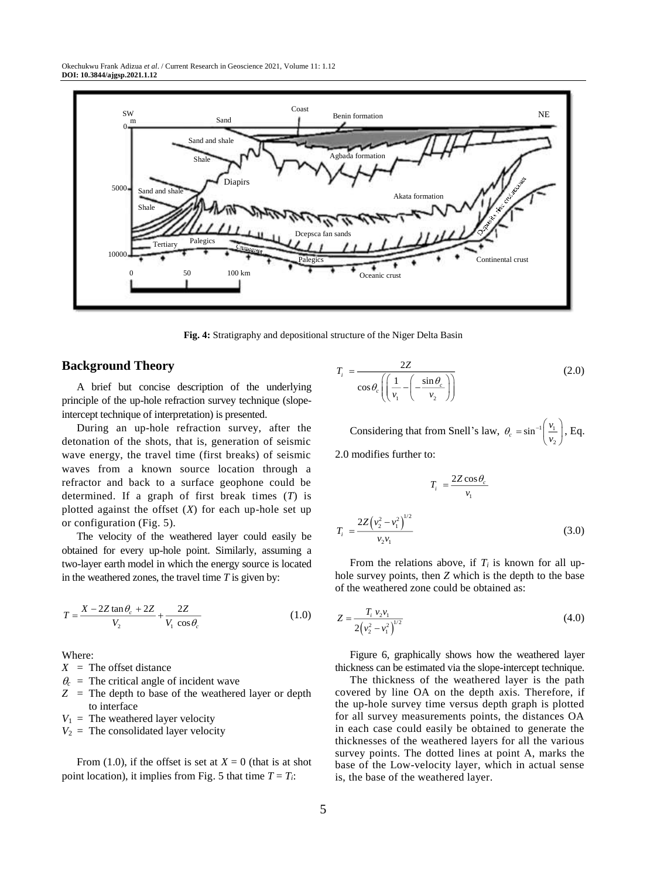Fig. 4: Stratigraphy and depositional structure of the Niger Delta Basin

## Background Theory

A brief but concise description of the underlying principle of the up-hole refraction survey technique (slope-intercept technique of interpretation) is presented.

During an up-hole refraction survey, after the detonation of the shots, that is, generation of seismic wave energy, the travel time (first breaks) of seismic waves from a known source location through a refractor and back to a surface geophone could be determined. If a graph of first break times ($T$) is plotted against the offset ($X$) for each up-hole set up or configuration (Fig. 5).

The velocity of the weathered layer could easily be obtained for every up-hole point. Similarly, assuming a two-layer earth model in which the energy source is located in the weathered zones, the travel time $T$ is given by:

$$T = \frac{X - 2Z\tan\theta_c + 2Z}{V_2} + \frac{2Z}{V_1 \cos\theta_c} \tag{1.0}$$

Where:

- $X$ = The offset distance
- $\theta_c$ = The critical angle of incident wave
- $Z$ = The depth to base of the weathered layer or depth to interface
- $V_1$ = The weathered layer velocity
- $V_2$ = The consolidated layer velocity

From (1.0), if the offset is set at $X = 0$ (that is at shot point location), it implies from Fig. 5 that time $T = T_i$:

$$T_i = \frac{2Z}{\cos\theta_c \left( \left( \frac{1}{v_1} - \left( -\frac{\sin\theta_c}{v_2} \right) \right) \right)} \tag{2.0}$$

Considering that from Snell's law, $\theta_c = \sin^{-1}\left(\frac{v_1}{v_2}\right)$, Eq. 2.0 modifies further to:

$$T_i = \frac{2Z\cos\theta_c}{v_1}$$

$$T_i = \frac{2Z\left(v_2^2 - v_1^2\right)^{1/2}}{v_2 v_1} \tag{3.0}$$

From the relations above, if $T_i$ is known for all up-hole survey points, then $Z$ which is the depth to the base of the weathered zone could be obtained as:

$$Z = \frac{T_i\ v_2 v_1}{2\left(v_2^2 - v_1^2\right)^{1/2}} \tag{4.0}$$

Figure 6, graphically shows how the weathered layer thickness can be estimated via the slope-intercept technique.

The thickness of the weathered layer is the path covered by line OA on the depth axis. Therefore, if the up-hole survey time versus depth graph is plotted for all survey measurements points, the distances OA in each case could easily be obtained to generate the thicknesses of the weathered layers for all the various survey points. The dotted lines at point A, marks the base of the Low-velocity layer, which in actual sense is, the base of the weathered layer.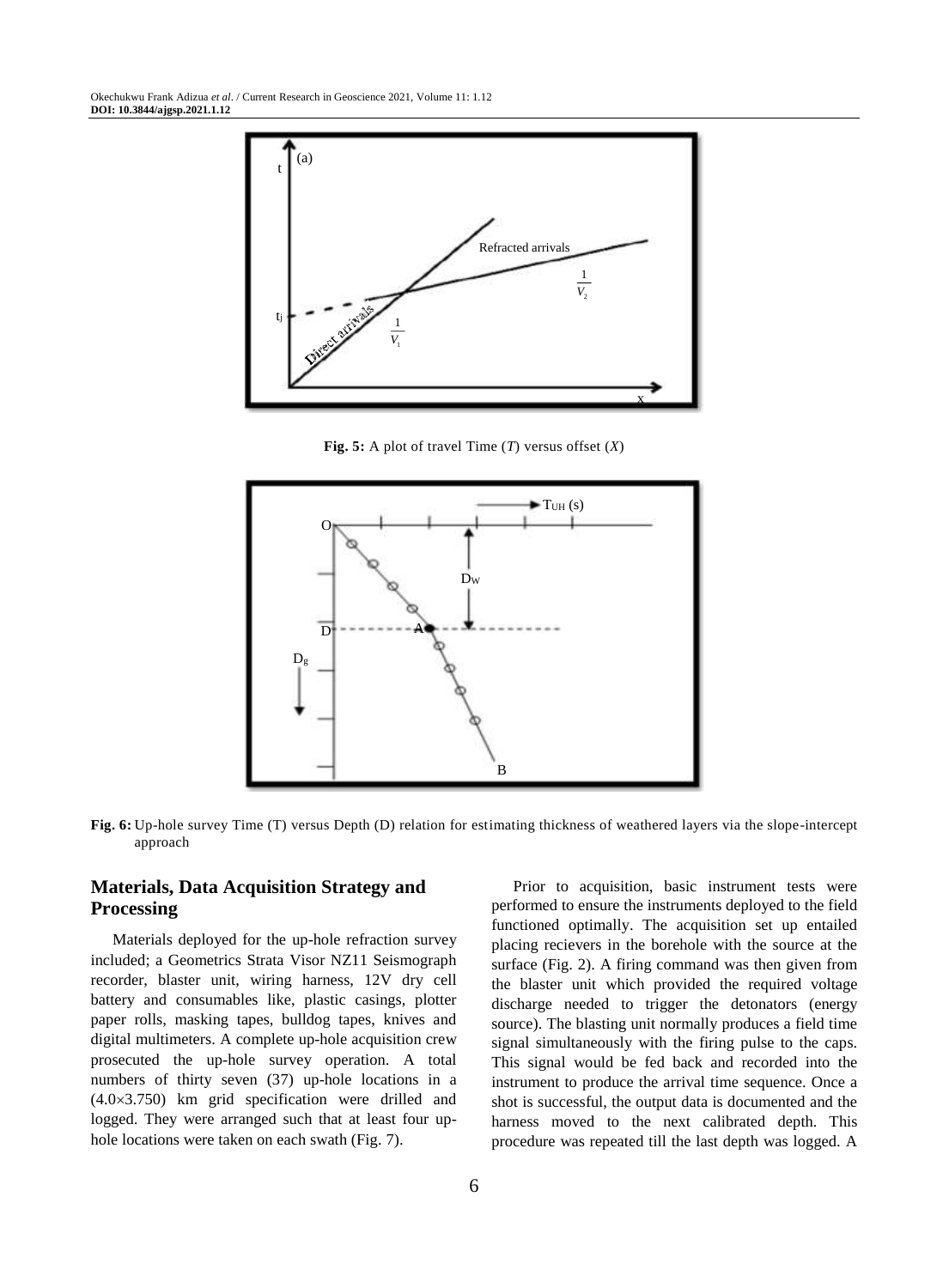**Fig. 5:** A plot of travel Time (*T*) versus offset (*X*)

**Fig. 6:** Up-hole survey Time (T) versus Depth (D) relation for estimating thickness of weathered layers via the slope-intercept approach

## Materials, Data Acquisition Strategy and Processing

Materials deployed for the up-hole refraction survey included; a Geometrics Strata Visor NZ11 Seismograph recorder, blaster unit, wiring harness, 12V dry cell battery and consumables like, plastic casings, plotter paper rolls, masking tapes, bulldog tapes, knives and digital multimeters. A complete up-hole acquisition crew prosecuted the up-hole survey operation. A total numbers of thirty seven (37) up-hole locations in a (4.0×3.750) km grid specification were drilled and logged. They were arranged such that at least four up-hole locations were taken on each swath (Fig. 7).

Prior to acquisition, basic instrument tests were performed to ensure the instruments deployed to the field functioned optimally. The acquisition set up entailed placing recievers in the borehole with the source at the surface (Fig. 2). A firing command was then given from the blaster unit which provided the required voltage discharge needed to trigger the detonators (energy source). The blasting unit normally produces a field time signal simultaneously with the firing pulse to the caps. This signal would be fed back and recorded into the instrument to produce the arrival time sequence. Once a shot is successful, the output data is documented and the harness moved to the next calibrated depth. This procedure was repeated till the last depth was logged. A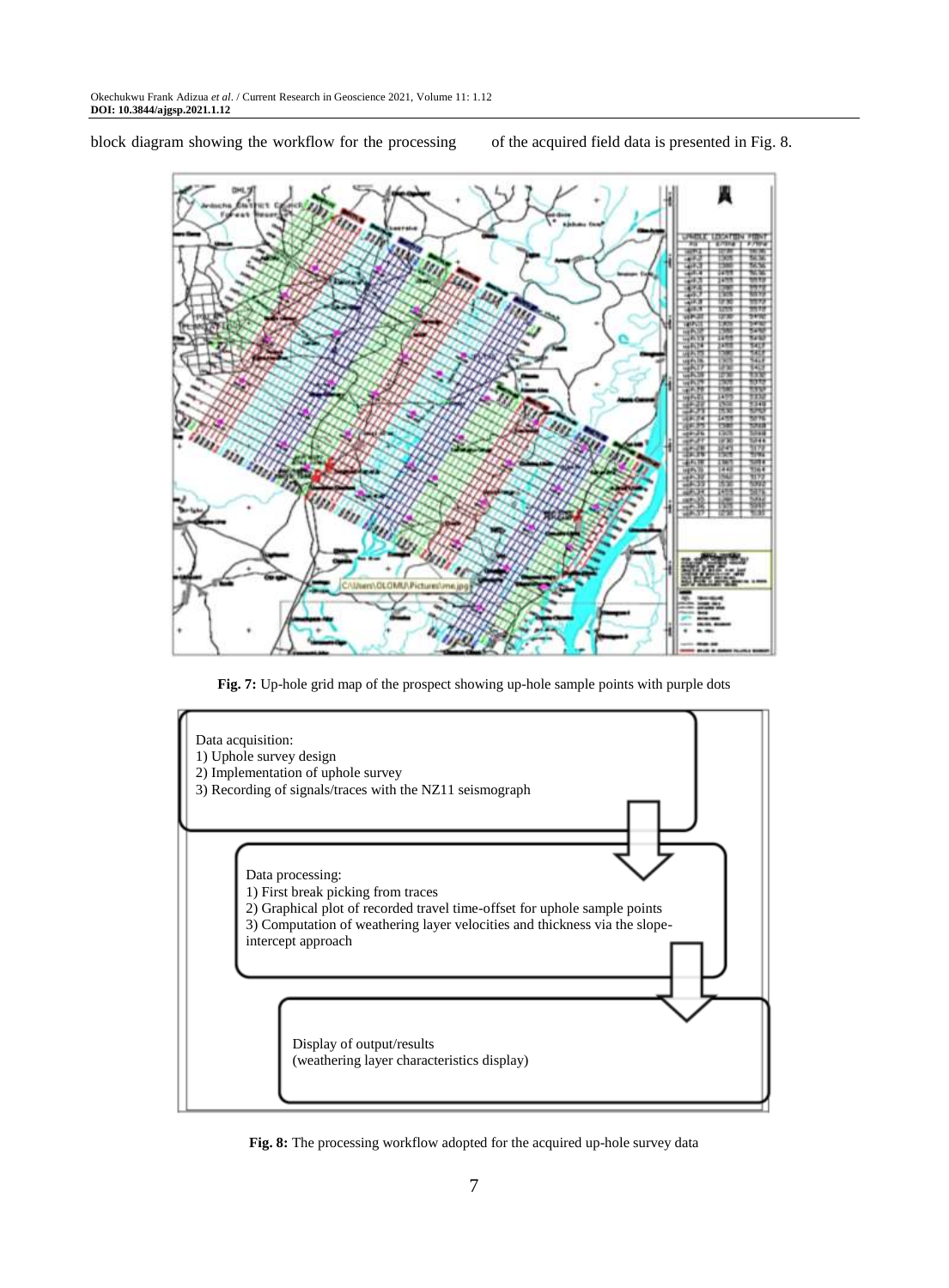block diagram showing the workflow for the processing of the acquired field data is presented in Fig. 8.

**Fig. 7:** Up-hole grid map of the prospect showing up-hole sample points with purple dots

Data acquisition:
1) Uphole survey design
2) Implementation of uphole survey
3) Recording of signals/traces with the NZ11 seismograph

Data processing:
1) First break picking from traces
2) Graphical plot of recorded travel time-offset for uphole sample points
3) Computation of weathering layer velocities and thickness via the slope-intercept approach

Display of output/results
(weathering layer characteristics display)

**Fig. 8:** The processing workflow adopted for the acquired up-hole survey data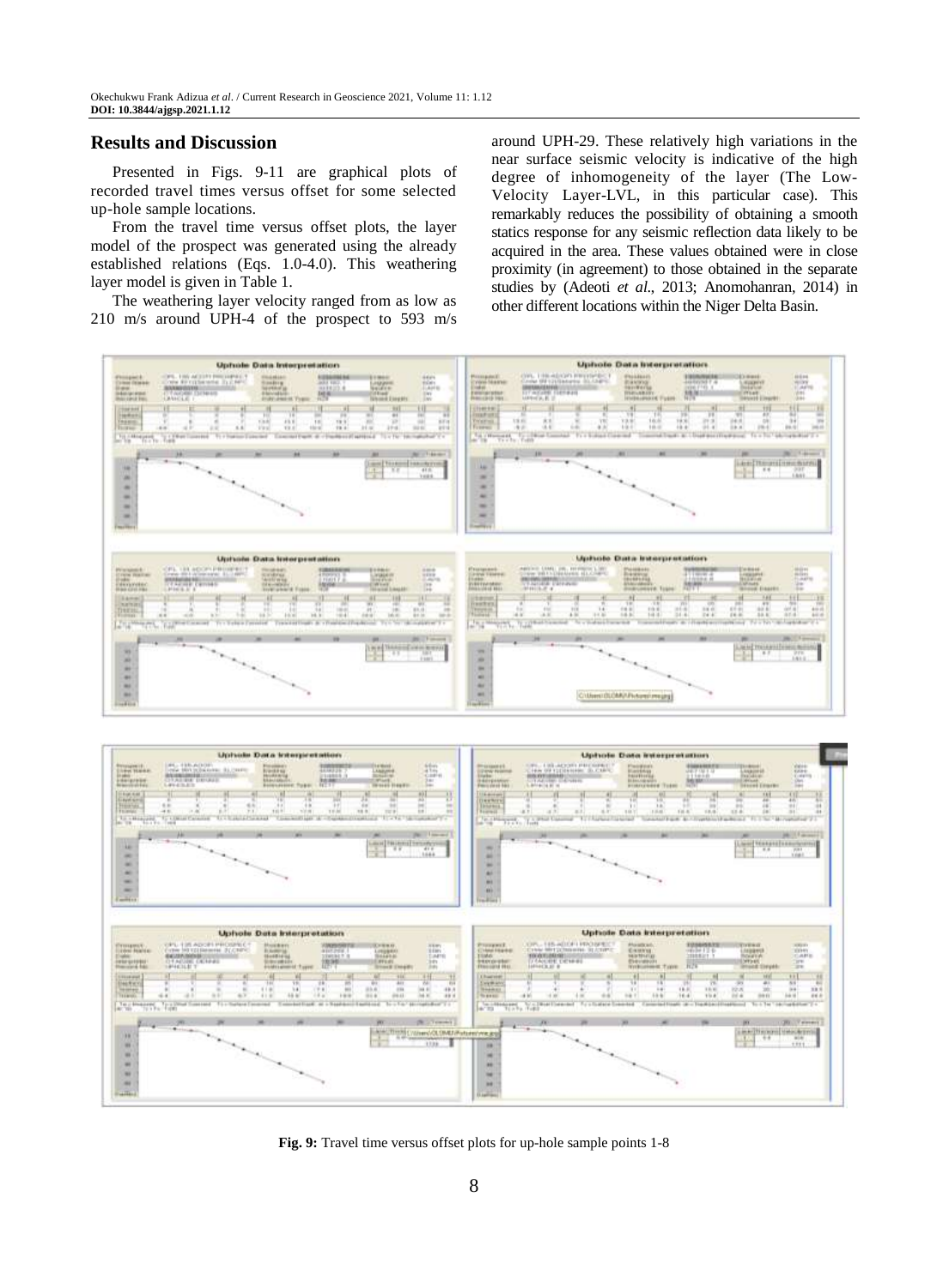## Results and Discussion

Presented in Figs. 9-11 are graphical plots of recorded travel times versus offset for some selected up-hole sample locations.

From the travel time versus offset plots, the layer model of the prospect was generated using the already established relations (Eqs. 1.0-4.0). This weathering layer model is given in Table 1.

The weathering layer velocity ranged from as low as 210 m/s around UPH-4 of the prospect to 593 m/s around UPH-29. These relatively high variations in the near surface seismic velocity is indicative of the high degree of inhomogeneity of the layer (The Low-Velocity Layer-LVL, in this particular case). This remarkably reduces the possibility of obtaining a smooth statics response for any seismic reflection data likely to be acquired in the area. These values obtained were in close proximity (in agreement) to those obtained in the separate studies by (Adeoti *et al*., 2013; Anomohanran, 2014) in other different locations within the Niger Delta Basin.

**Fig. 9:** Travel time versus offset plots for up-hole sample points 1-8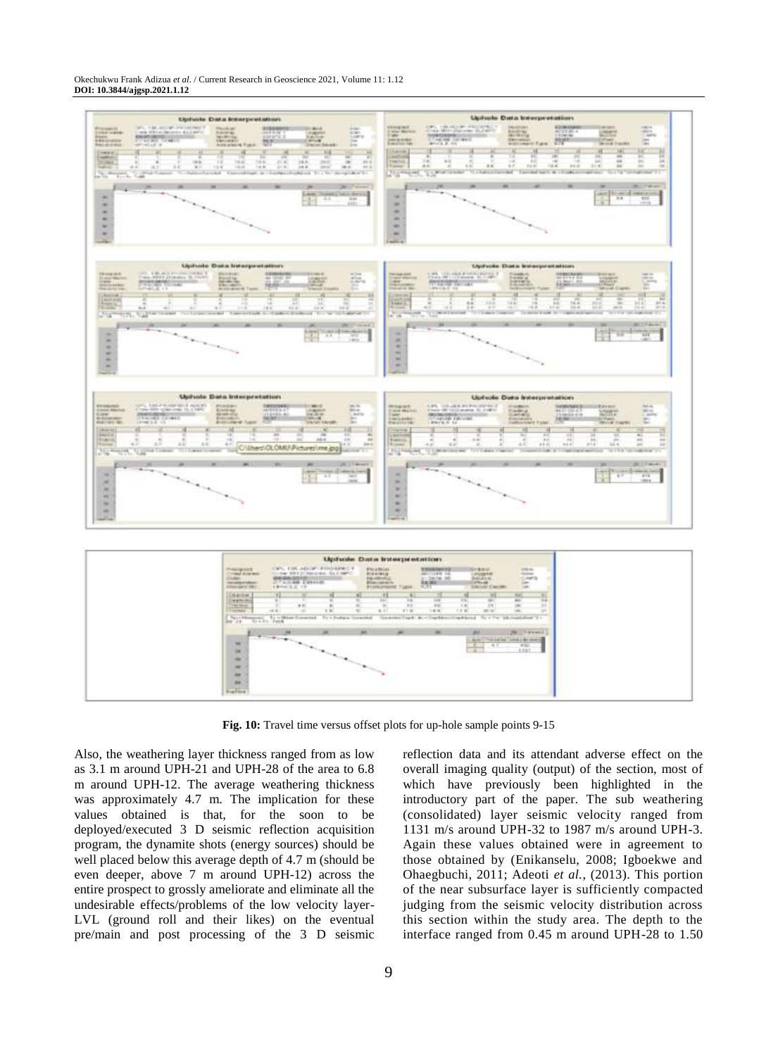**Fig. 10:** Travel time versus offset plots for up-hole sample points 9-15

Also, the weathering layer thickness ranged from as low as 3.1 m around UPH-21 and UPH-28 of the area to 6.8 m around UPH-12. The average weathering thickness was approximately 4.7 m. The implication for these values obtained is that, for the soon to be deployed/executed 3 D seismic reflection acquisition program, the dynamite shots (energy sources) should be well placed below this average depth of 4.7 m (should be even deeper, above 7 m around UPH-12) across the entire prospect to grossly ameliorate and eliminate all the undesirable effects/problems of the low velocity layer-LVL (ground roll and their likes) on the eventual pre/main and post processing of the 3 D seismic reflection data and its attendant adverse effect on the overall imaging quality (output) of the section, most of which have previously been highlighted in the introductory part of the paper. The sub weathering (consolidated) layer seismic velocity ranged from 1131 m/s around UPH-32 to 1987 m/s around UPH-3. Again these values obtained were in agreement to those obtained by (Enikanselu, 2008; Igboekwe and Ohaegbuchi, 2011; Adeoti *et al.*, (2013). This portion of the near subsurface layer is sufficiently compacted judging from the seismic velocity distribution across this section within the study area. The depth to the interface ranged from 0.45 m around UPH-28 to 1.50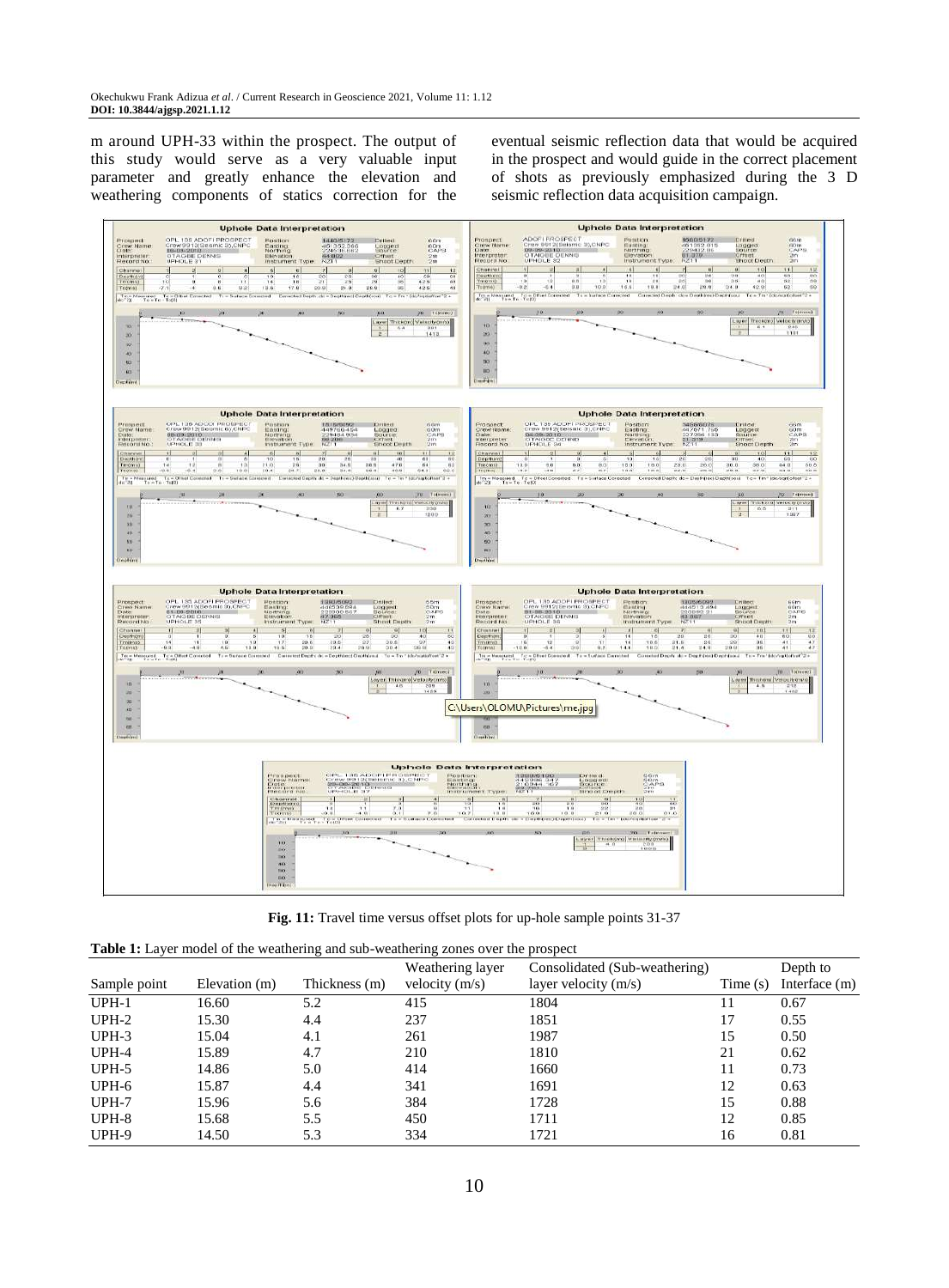m around UPH-33 within the prospect. The output of this study would serve as a very valuable input parameter and greatly enhance the elevation and weathering components of statics correction for the eventual seismic reflection data that would be acquired in the prospect and would guide in the correct placement of shots as previously emphasized during the 3 D seismic reflection data acquisition campaign.

**Fig. 11:** Travel time versus offset plots for up-hole sample points 31-37

**Table 1:** Layer model of the weathering and sub-weathering zones over the prospect

| Sample point | Elevation (m) | Thickness (m) | Weathering layer velocity (m/s) | Consolidated (Sub-weathering) layer velocity (m/s) | Time (s) | Depth to Interface (m) |
|---|---|---|---|---|---|---|
| UPH-1 | 16.60 | 5.2 | 415 | 1804 | 11 | 0.67 |
| UPH-2 | 15.30 | 4.4 | 237 | 1851 | 17 | 0.55 |
| UPH-3 | 15.04 | 4.1 | 261 | 1987 | 15 | 0.50 |
| UPH-4 | 15.89 | 4.7 | 210 | 1810 | 21 | 0.62 |
| UPH-5 | 14.86 | 5.0 | 414 | 1660 | 11 | 0.73 |
| UPH-6 | 15.87 | 4.4 | 341 | 1691 | 12 | 0.63 |
| UPH-7 | 15.96 | 5.6 | 384 | 1728 | 15 | 0.88 |
| UPH-8 | 15.68 | 5.5 | 450 | 1711 | 12 | 0.85 |
| UPH-9 | 14.50 | 5.3 | 334 | 1721 | 16 | 0.81 |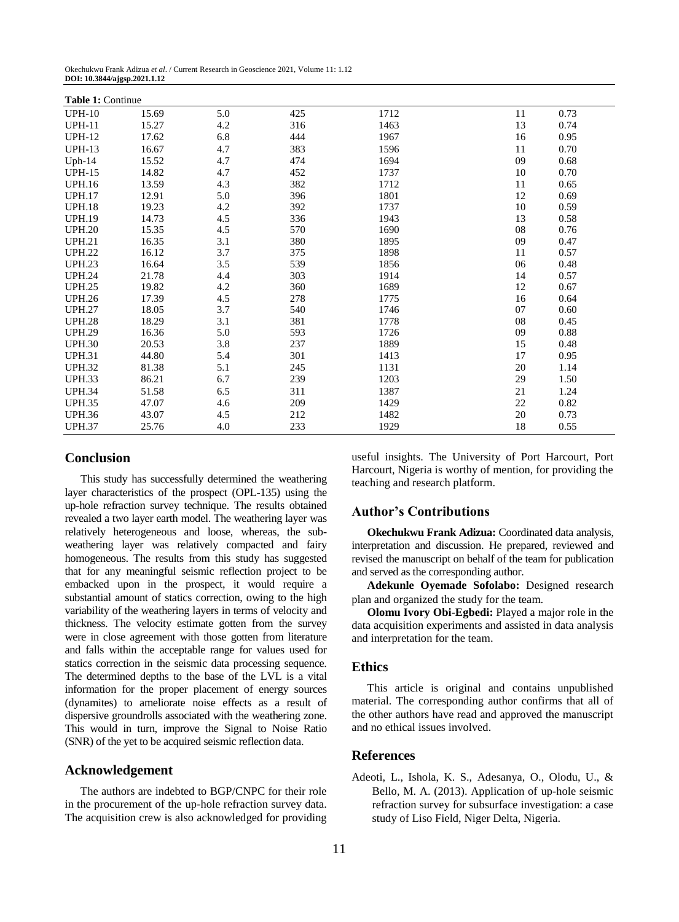**Table 1:** Continue

| | | | | | | |
|---|---|---|---|---|---|---|
| UPH-10 | 15.69 | 5.0 | 425 | 1712 | 11 | 0.73 |
| UPH-11 | 15.27 | 4.2 | 316 | 1463 | 13 | 0.74 |
| UPH-12 | 17.62 | 6.8 | 444 | 1967 | 16 | 0.95 |
| UPH-13 | 16.67 | 4.7 | 383 | 1596 | 11 | 0.70 |
| Uph-14 | 15.52 | 4.7 | 474 | 1694 | 09 | 0.68 |
| UPH-15 | 14.82 | 4.7 | 452 | 1737 | 10 | 0.70 |
| UPH.16 | 13.59 | 4.3 | 382 | 1712 | 11 | 0.65 |
| UPH.17 | 12.91 | 5.0 | 396 | 1801 | 12 | 0.69 |
| UPH.18 | 19.23 | 4.2 | 392 | 1737 | 10 | 0.59 |
| UPH.19 | 14.73 | 4.5 | 336 | 1943 | 13 | 0.58 |
| UPH.20 | 15.35 | 4.5 | 570 | 1690 | 08 | 0.76 |
| UPH.21 | 16.35 | 3.1 | 380 | 1895 | 09 | 0.47 |
| UPH.22 | 16.12 | 3.7 | 375 | 1898 | 11 | 0.57 |
| UPH.23 | 16.64 | 3.5 | 539 | 1856 | 06 | 0.48 |
| UPH.24 | 21.78 | 4.4 | 303 | 1914 | 14 | 0.57 |
| UPH.25 | 19.82 | 4.2 | 360 | 1689 | 12 | 0.67 |
| UPH.26 | 17.39 | 4.5 | 278 | 1775 | 16 | 0.64 |
| UPH.27 | 18.05 | 3.7 | 540 | 1746 | 07 | 0.60 |
| UPH.28 | 18.29 | 3.1 | 381 | 1778 | 08 | 0.45 |
| UPH.29 | 16.36 | 5.0 | 593 | 1726 | 09 | 0.88 |
| UPH.30 | 20.53 | 3.8 | 237 | 1889 | 15 | 0.48 |
| UPH.31 | 44.80 | 5.4 | 301 | 1413 | 17 | 0.95 |
| UPH.32 | 81.38 | 5.1 | 245 | 1131 | 20 | 1.14 |
| UPH.33 | 86.21 | 6.7 | 239 | 1203 | 29 | 1.50 |
| UPH.34 | 51.58 | 6.5 | 311 | 1387 | 21 | 1.24 |
| UPH.35 | 47.07 | 4.6 | 209 | 1429 | 22 | 0.82 |
| UPH.36 | 43.07 | 4.5 | 212 | 1482 | 20 | 0.73 |
| UPH.37 | 25.76 | 4.0 | 233 | 1929 | 18 | 0.55 |

## Conclusion

This study has successfully determined the weathering layer characteristics of the prospect (OPL-135) using the up-hole refraction survey technique. The results obtained revealed a two layer earth model. The weathering layer was relatively heterogeneous and loose, whereas, the sub-weathering layer was relatively compacted and fairy homogeneous. The results from this study has suggested that for any meaningful seismic reflection project to be embacked upon in the prospect, it would require a substantial amount of statics correction, owing to the high variability of the weathering layers in terms of velocity and thickness. The velocity estimate gotten from the survey were in close agreement with those gotten from literature and falls within the acceptable range for values used for statics correction in the seismic data processing sequence. The determined depths to the base of the LVL is a vital information for the proper placement of energy sources (dynamites) to ameliorate noise effects as a result of dispersive groundrolls associated with the weathering zone. This would in turn, improve the Signal to Noise Ratio (SNR) of the yet to be acquired seismic reflection data.

## Acknowledgement

The authors are indebted to BGP/CNPC for their role in the procurement of the up-hole refraction survey data. The acquisition crew is also acknowledged for providing useful insights. The University of Port Harcourt, Port Harcourt, Nigeria is worthy of mention, for providing the teaching and research platform.

## Author's Contributions

**Okechukwu Frank Adizua:** Coordinated data analysis, interpretation and discussion. He prepared, reviewed and revised the manuscript on behalf of the team for publication and served as the corresponding author.

**Adekunle Oyemade Sofolabo:** Designed research plan and organized the study for the team.

**Olomu Ivory Obi-Egbedi:** Played a major role in the data acquisition experiments and assisted in data analysis and interpretation for the team.

## Ethics

This article is original and contains unpublished material. The corresponding author confirms that all of the other authors have read and approved the manuscript and no ethical issues involved.

## References

Adeoti, L., Ishola, K. S., Adesanya, O., Olodu, U., & Bello, M. A. (2013). Application of up-hole seismic refraction survey for subsurface investigation: a case study of Liso Field, Niger Delta, Nigeria.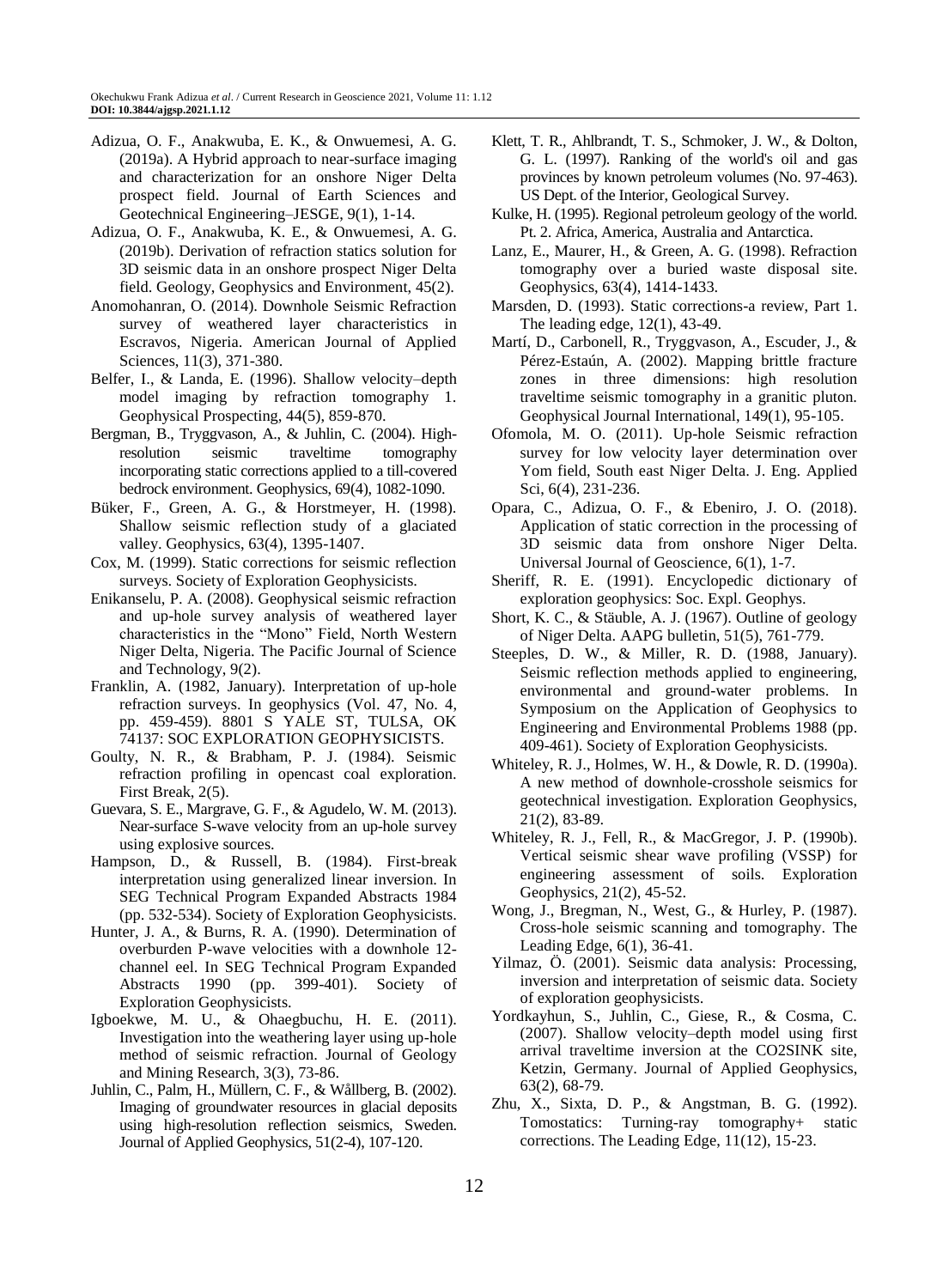Adizua, O. F., Anakwuba, E. K., & Onwuemesi, A. G. (2019a). A Hybrid approach to near-surface imaging and characterization for an onshore Niger Delta prospect field. Journal of Earth Sciences and Geotechnical Engineering–JESGE, 9(1), 1-14.

Adizua, O. F., Anakwuba, K. E., & Onwuemesi, A. G. (2019b). Derivation of refraction statics solution for 3D seismic data in an onshore prospect Niger Delta field. Geology, Geophysics and Environment, 45(2).

Anomohanran, O. (2014). Downhole Seismic Refraction survey of weathered layer characteristics in Escravos, Nigeria. American Journal of Applied Sciences, 11(3), 371-380.

Belfer, I., & Landa, E. (1996). Shallow velocity–depth model imaging by refraction tomography 1. Geophysical Prospecting, 44(5), 859-870.

Bergman, B., Tryggvason, A., & Juhlin, C. (2004). High-resolution seismic traveltime tomography incorporating static corrections applied to a till-covered bedrock environment. Geophysics, 69(4), 1082-1090.

Büker, F., Green, A. G., & Horstmeyer, H. (1998). Shallow seismic reflection study of a glaciated valley. Geophysics, 63(4), 1395-1407.

Cox, M. (1999). Static corrections for seismic reflection surveys. Society of Exploration Geophysicists.

Enikanselu, P. A. (2008). Geophysical seismic refraction and up-hole survey analysis of weathered layer characteristics in the "Mono" Field, North Western Niger Delta, Nigeria. The Pacific Journal of Science and Technology, 9(2).

Franklin, A. (1982, January). Interpretation of up-hole refraction surveys. In geophysics (Vol. 47, No. 4, pp. 459-459). 8801 S YALE ST, TULSA, OK 74137: SOC EXPLORATION GEOPHYSICISTS.

Goulty, N. R., & Brabham, P. J. (1984). Seismic refraction profiling in opencast coal exploration. First Break, 2(5).

Guevara, S. E., Margrave, G. F., & Agudelo, W. M. (2013). Near-surface S-wave velocity from an up-hole survey using explosive sources.

Hampson, D., & Russell, B. (1984). First-break interpretation using generalized linear inversion. In SEG Technical Program Expanded Abstracts 1984 (pp. 532-534). Society of Exploration Geophysicists.

Hunter, J. A., & Burns, R. A. (1990). Determination of overburden P-wave velocities with a downhole 12-channel eel. In SEG Technical Program Expanded Abstracts 1990 (pp. 399-401). Society of Exploration Geophysicists.

Igboekwe, M. U., & Ohaegbuchu, H. E. (2011). Investigation into the weathering layer using up-hole method of seismic refraction. Journal of Geology and Mining Research, 3(3), 73-86.

Juhlin, C., Palm, H., Müllern, C. F., & Wållberg, B. (2002). Imaging of groundwater resources in glacial deposits using high-resolution reflection seismics, Sweden. Journal of Applied Geophysics, 51(2-4), 107-120.

Klett, T. R., Ahlbrandt, T. S., Schmoker, J. W., & Dolton, G. L. (1997). Ranking of the world's oil and gas provinces by known petroleum volumes (No. 97-463). US Dept. of the Interior, Geological Survey.

Kulke, H. (1995). Regional petroleum geology of the world. Pt. 2. Africa, America, Australia and Antarctica.

Lanz, E., Maurer, H., & Green, A. G. (1998). Refraction tomography over a buried waste disposal site. Geophysics, 63(4), 1414-1433.

Marsden, D. (1993). Static corrections-a review, Part 1. The leading edge, 12(1), 43-49.

Martí, D., Carbonell, R., Tryggvason, A., Escuder, J., & Pérez-Estaún, A. (2002). Mapping brittle fracture zones in three dimensions: high resolution traveltime seismic tomography in a granitic pluton. Geophysical Journal International, 149(1), 95-105.

Ofomola, M. O. (2011). Up-hole Seismic refraction survey for low velocity layer determination over Yom field, South east Niger Delta. J. Eng. Applied Sci, 6(4), 231-236.

Opara, C., Adizua, O. F., & Ebeniro, J. O. (2018). Application of static correction in the processing of 3D seismic data from onshore Niger Delta. Universal Journal of Geoscience, 6(1), 1-7.

Sheriff, R. E. (1991). Encyclopedic dictionary of exploration geophysics: Soc. Expl. Geophys.

Short, K. C., & Stäuble, A. J. (1967). Outline of geology of Niger Delta. AAPG bulletin, 51(5), 761-779.

Steeples, D. W., & Miller, R. D. (1988, January). Seismic reflection methods applied to engineering, environmental and ground-water problems. In Symposium on the Application of Geophysics to Engineering and Environmental Problems 1988 (pp. 409-461). Society of Exploration Geophysicists.

Whiteley, R. J., Holmes, W. H., & Dowle, R. D. (1990a). A new method of downhole-crosshole seismics for geotechnical investigation. Exploration Geophysics, 21(2), 83-89.

Whiteley, R. J., Fell, R., & MacGregor, J. P. (1990b). Vertical seismic shear wave profiling (VSSP) for engineering assessment of soils. Exploration Geophysics, 21(2), 45-52.

Wong, J., Bregman, N., West, G., & Hurley, P. (1987). Cross-hole seismic scanning and tomography. The Leading Edge, 6(1), 36-41.

Yilmaz, Ö. (2001). Seismic data analysis: Processing, inversion and interpretation of seismic data. Society of exploration geophysicists.

Yordkayhun, S., Juhlin, C., Giese, R., & Cosma, C. (2007). Shallow velocity–depth model using first arrival traveltime inversion at the CO2SINK site, Ketzin, Germany. Journal of Applied Geophysics, 63(2), 68-79.

Zhu, X., Sixta, D. P., & Angstman, B. G. (1992). Tomostatics: Turning-ray tomography+ static corrections. The Leading Edge, 11(12), 15-23.